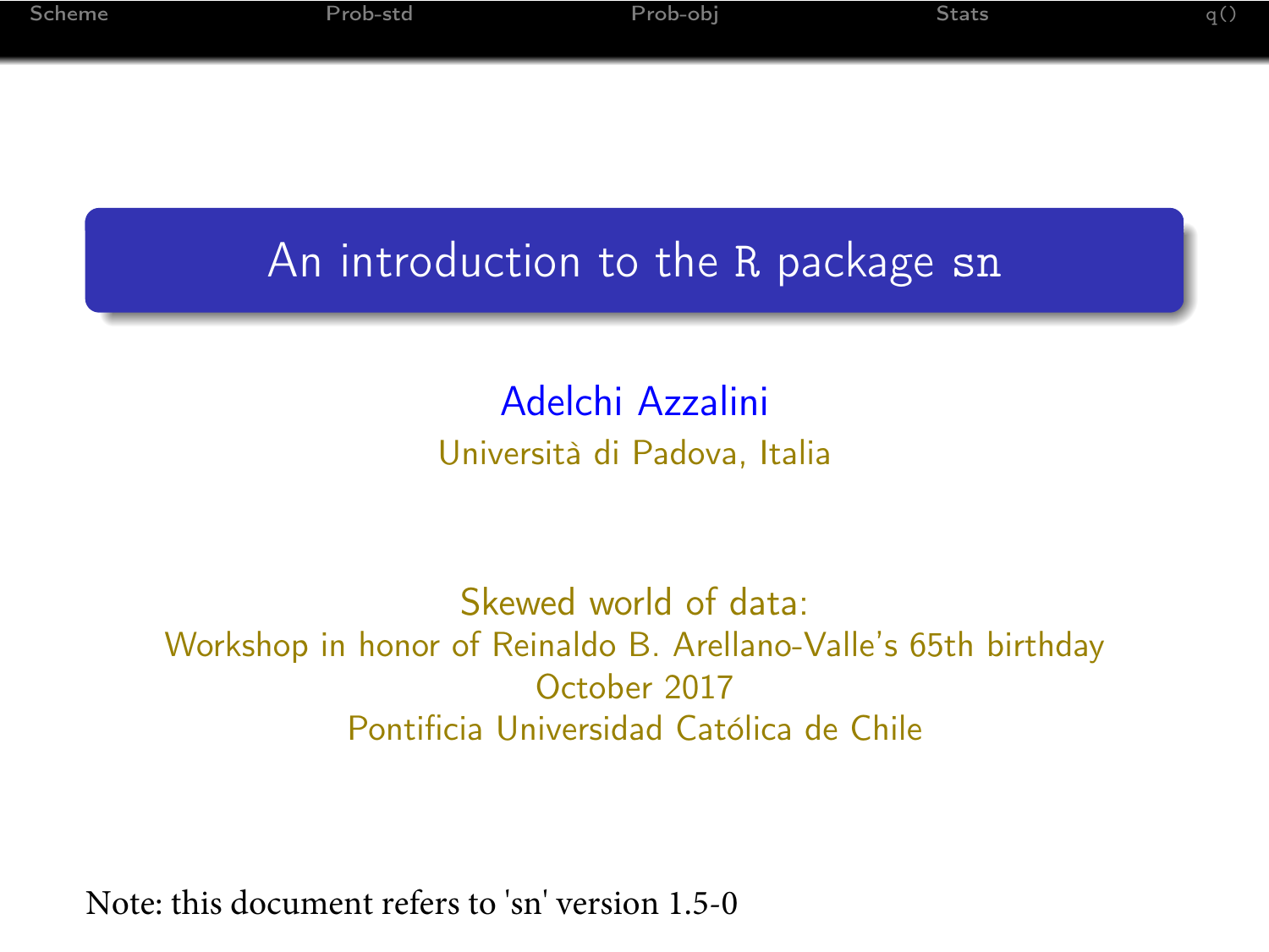# An introduction to the R package sn

Adelchi Azzalini

Università di Padova, Italia

Skewed world of data:
Workshop in honor of Reinaldo B. Arellano-Valle's 65th birthday
October 2017
Pontificia Universidad Católica de Chile

Note: this document refers to 'sn' version 1.5-0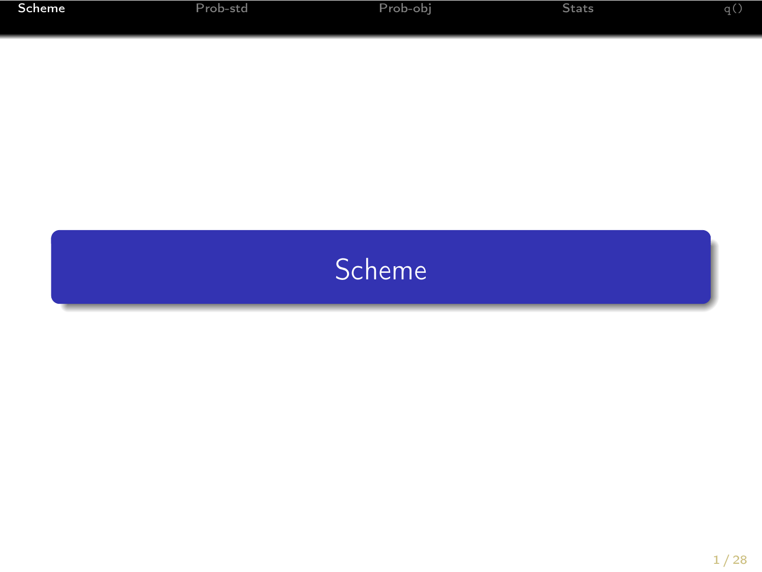# Scheme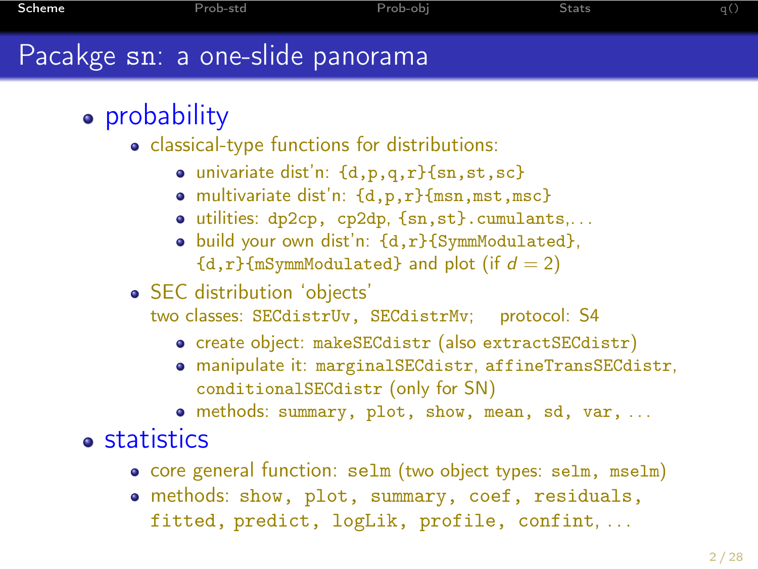# Pacakge sn: a one-slide panorama

- probability
  - classical-type functions for distributions:
    - univariate dist'n: `{d,p,q,r}{sn,st,sc}`
    - multivariate dist'n: `{d,p,r}{msn,mst,msc}`
    - utilities: `dp2cp`, `cp2dp`, `{sn,st}.cumulants`,...
    - build your own dist'n: `{d,r}{SymmModulated}`, `{d,r}{mSymmModulated}` and plot (if $d = 2$)
  - SEC distribution 'objects'
    two classes: `SECdistrUv`, `SECdistrMv`;   protocol: S4
    - create object: `makeSECdistr` (also `extractSECdistr`)
    - manipulate it: `marginalSECdistr`, `affineTransSECdistr`, `conditionalSECdistr` (only for SN)
    - methods: `summary`, `plot`, `show`, `mean`, `sd`, `var`, ...
- statistics
  - core general function: `selm` (two object types: `selm`, `mselm`)
  - methods: `show`, `plot`, `summary`, `coef`, `residuals`, `fitted`, `predict`, `logLik`, `profile`, `confint`, ...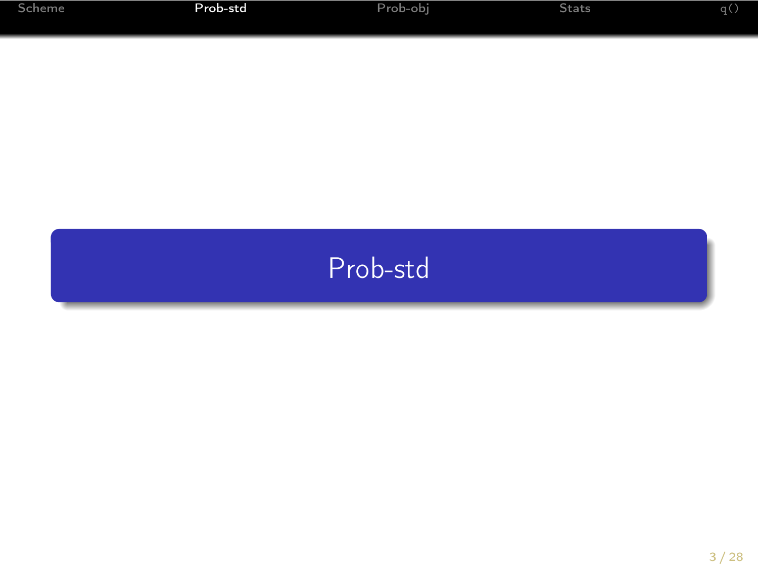# Prob-std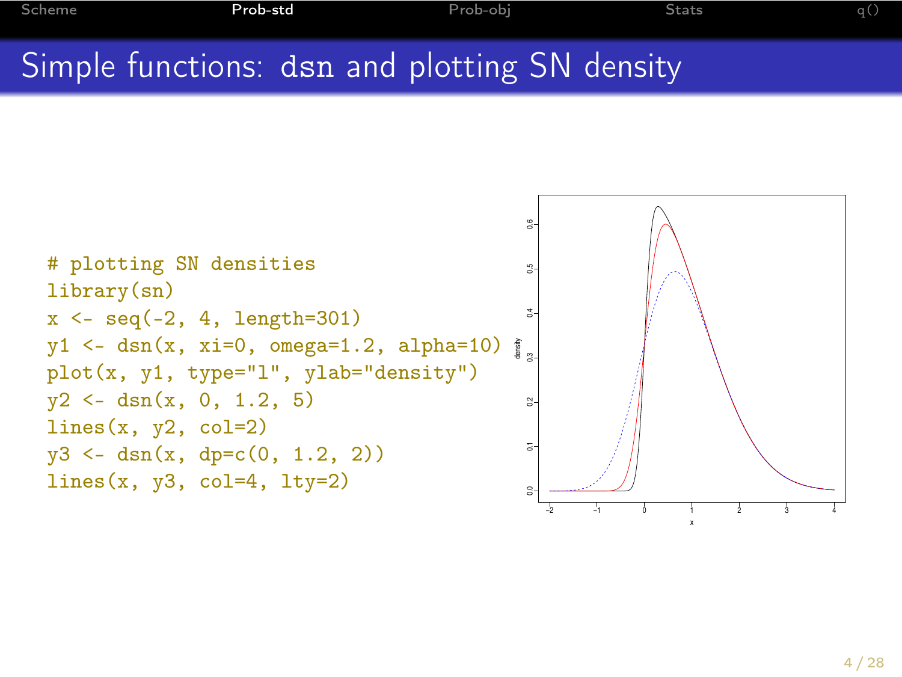# Simple functions: dsn and plotting SN density

```
# plotting SN densities
library(sn)
x <- seq(-2, 4, length=301)
y1 <- dsn(x, xi=0, omega=1.2, alpha=10)
plot(x, y1, type="l", ylab="density")
y2 <- dsn(x, 0, 1.2, 5)
lines(x, y2, col=2)
y3 <- dsn(x, dp=c(0, 1.2, 2))
lines(x, y3, col=4, lty=2)
```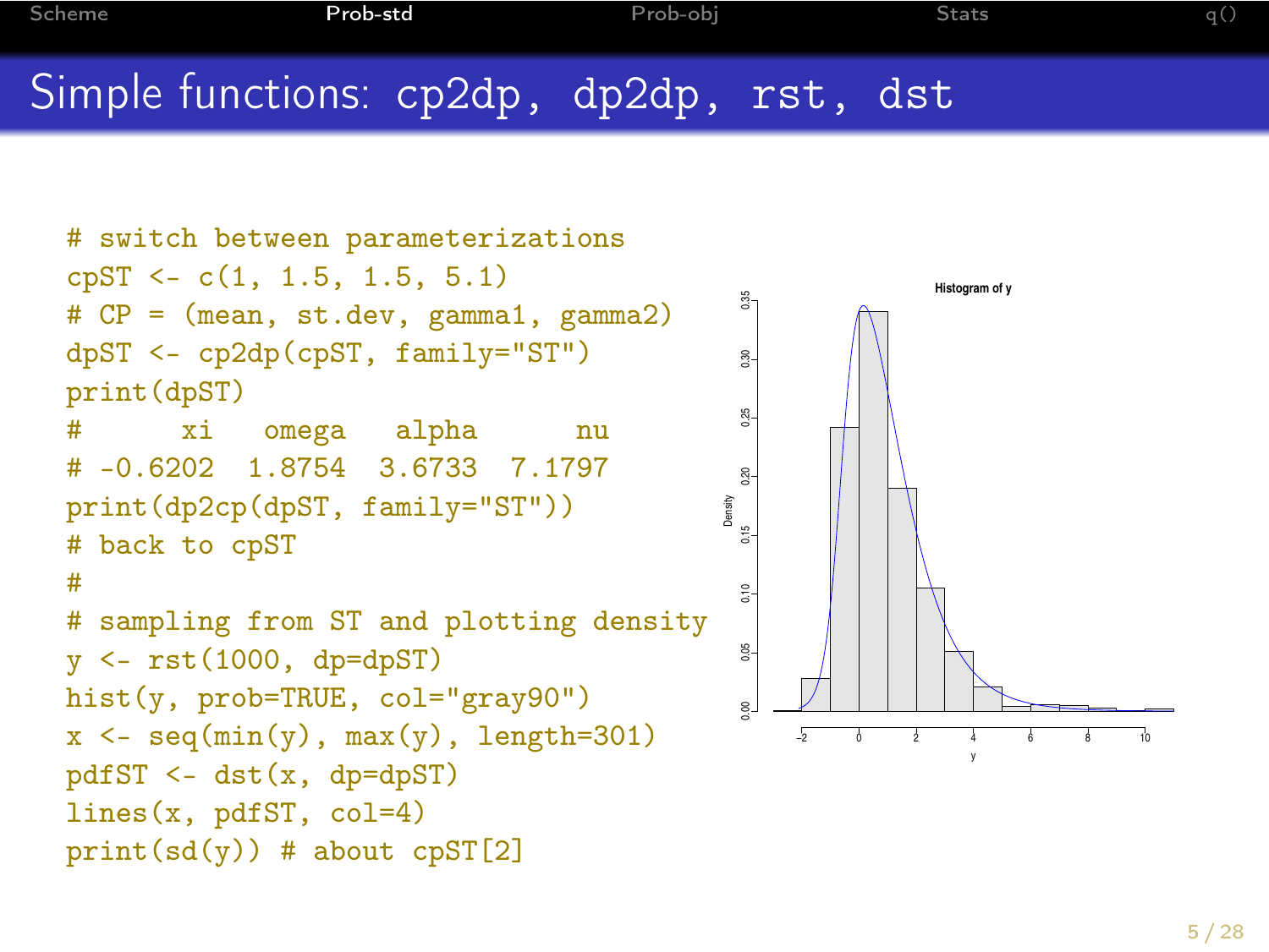# Simple functions: cp2dp, dp2dp, rst, dst

```
# switch between parameterizations
cpST <- c(1, 1.5, 1.5, 5.1)
# CP = (mean, st.dev, gamma1, gamma2)
dpST <- cp2dp(cpST, family="ST")
print(dpST)
#      xi   omega   alpha      nu
# -0.6202  1.8754  3.6733  7.1797
print(dp2cp(dpST, family="ST"))
# back to cpST
#
# sampling from ST and plotting density
y <- rst(1000, dp=dpST)
hist(y, prob=TRUE, col="gray90")
x <- seq(min(y), max(y), length=301)
pdfST <- dst(x, dp=dpST)
lines(x, pdfST, col=4)
print(sd(y)) # about cpST[2]
```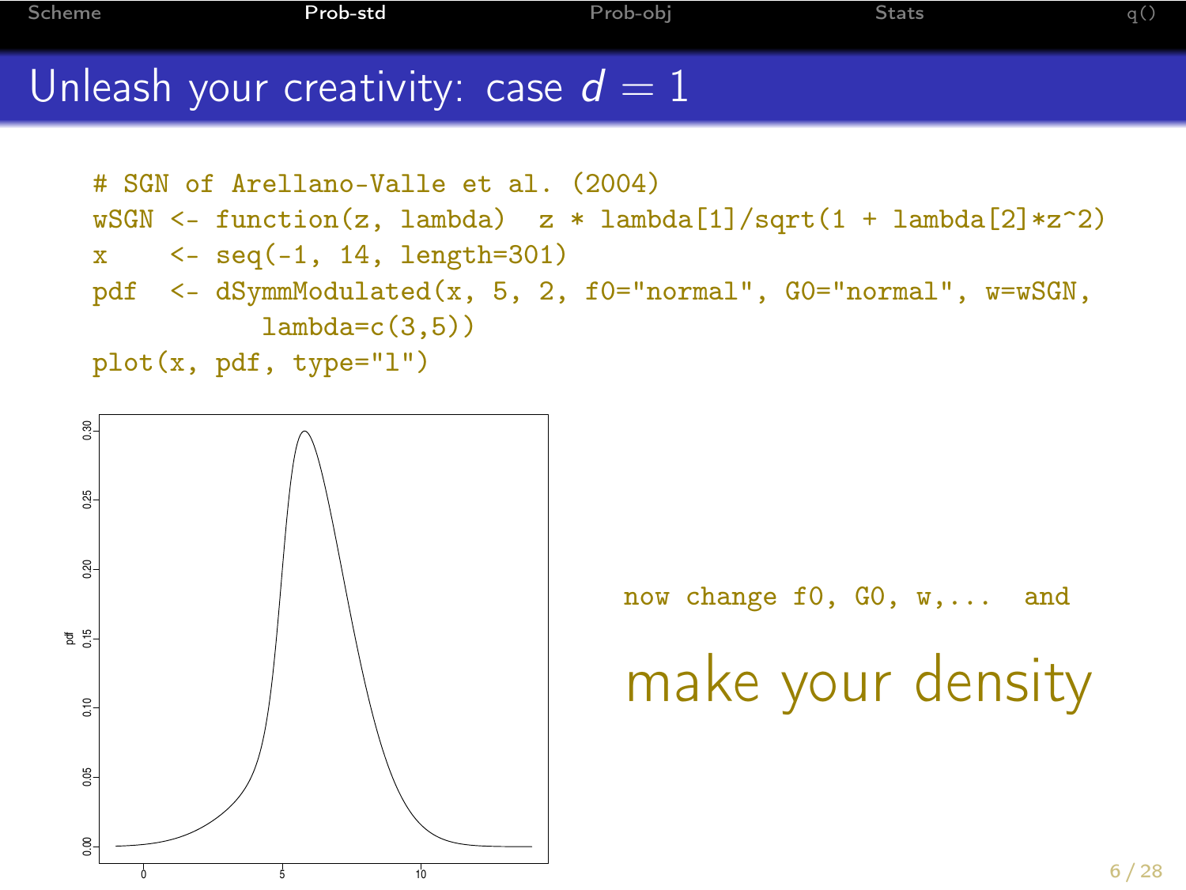# Unleash your creativity: case $d = 1$

```
# SGN of Arellano-Valle et al. (2004)
wSGN <- function(z, lambda)  z * lambda[1]/sqrt(1 + lambda[2]*z^2)
x    <- seq(-1, 14, length=301)
pdf  <- dSymmModulated(x, 5, 2, f0="normal", G0="normal", w=wSGN,
          lambda=c(3,5))
plot(x, pdf, type="l")
```

now change f0, G0, w,... and

make your density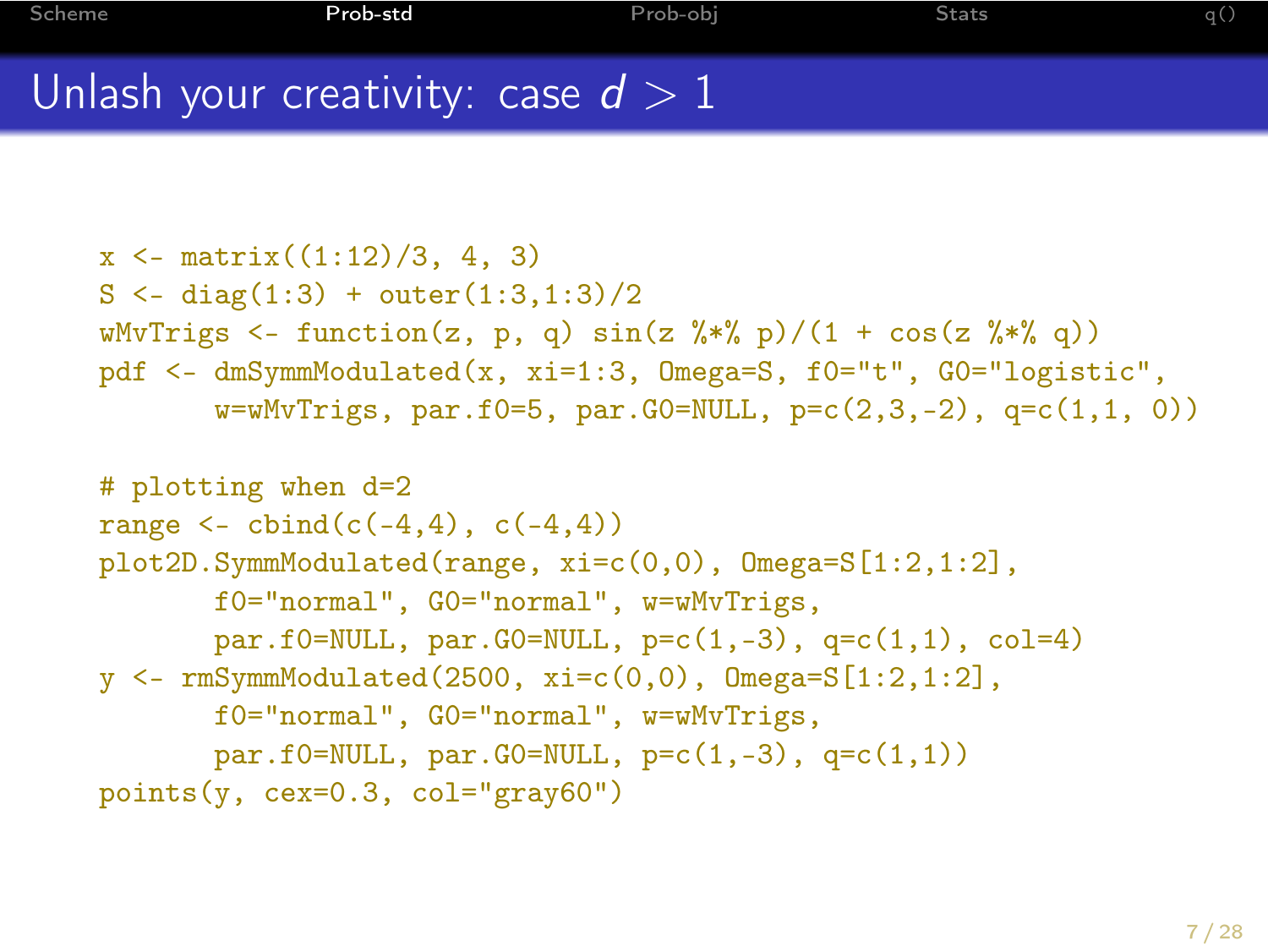# Unlash your creativity: case $d > 1$

```
x <- matrix((1:12)/3, 4, 3)
S <- diag(1:3) + outer(1:3,1:3)/2
wMvTrigs <- function(z, p, q) sin(z %*% p)/(1 + cos(z %*% q))
pdf <- dmSymmModulated(x, xi=1:3, Omega=S, f0="t", G0="logistic",
       w=wMvTrigs, par.f0=5, par.G0=NULL, p=c(2,3,-2), q=c(1,1, 0))

# plotting when d=2
range <- cbind(c(-4,4), c(-4,4))
plot2D.SymmModulated(range, xi=c(0,0), Omega=S[1:2,1:2],
       f0="normal", G0="normal", w=wMvTrigs,
       par.f0=NULL, par.G0=NULL, p=c(1,-3), q=c(1,1), col=4)
y <- rmSymmModulated(2500, xi=c(0,0), Omega=S[1:2,1:2],
       f0="normal", G0="normal", w=wMvTrigs,
       par.f0=NULL, par.G0=NULL, p=c(1,-3), q=c(1,1))
points(y, cex=0.3, col="gray60")
```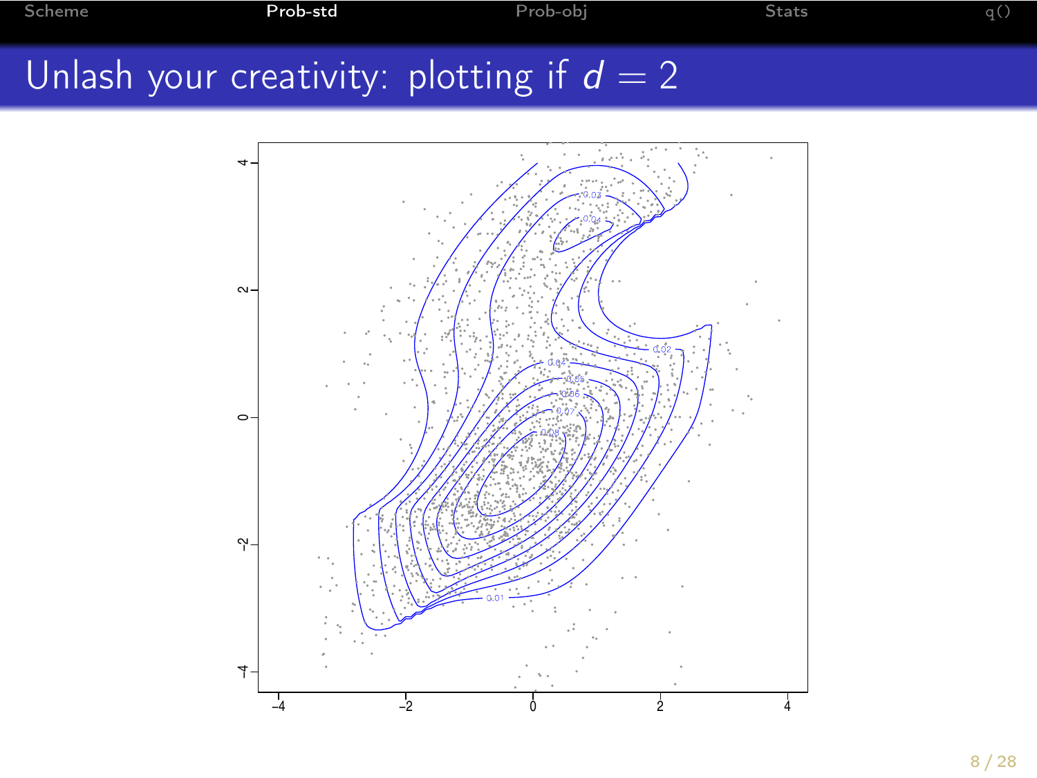# Unlash your creativity: plotting if $d = 2$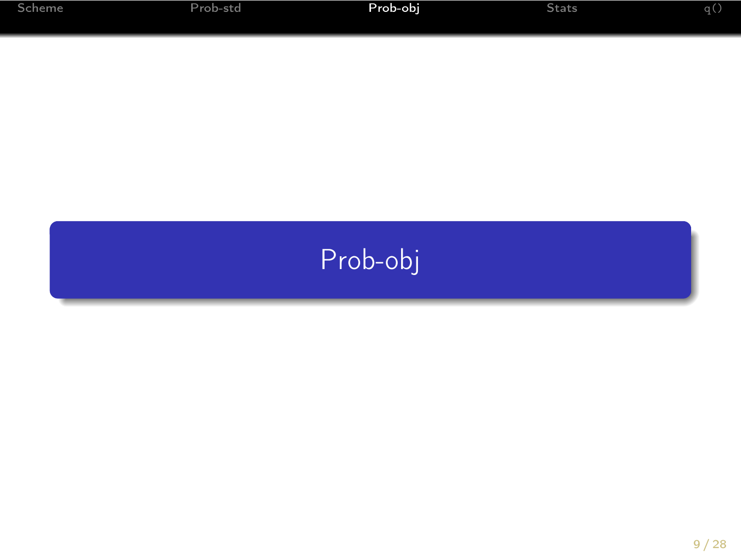# Prob-obj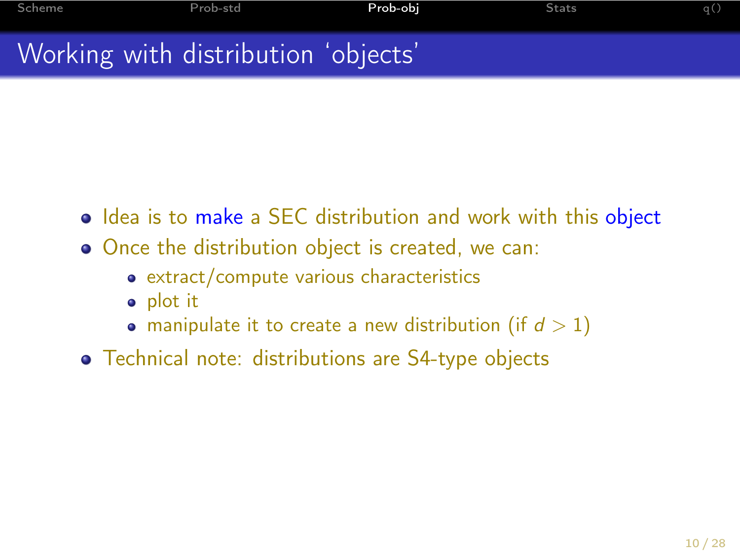# Working with distribution 'objects'

- Idea is to make a SEC distribution and work with this object
- Once the distribution object is created, we can:
  - extract/compute various characteristics
  - plot it
  - manipulate it to create a new distribution (if $d > 1$)
- Technical note: distributions are S4-type objects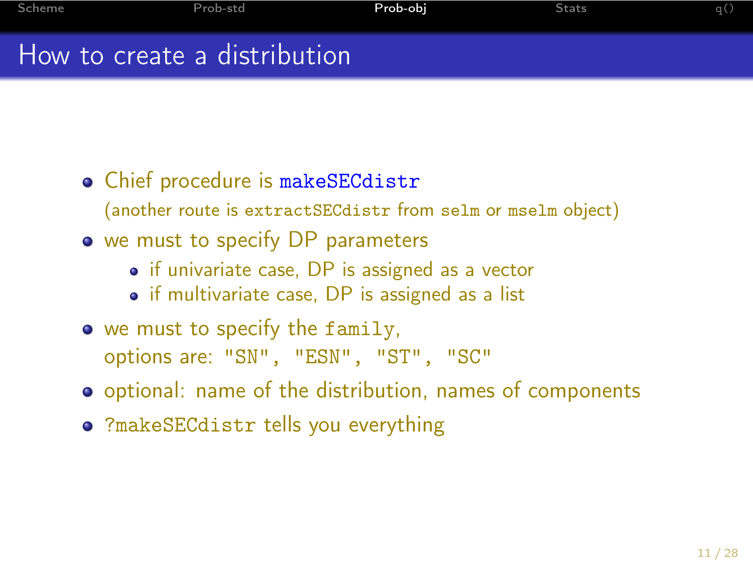# How to create a distribution

- Chief procedure is `makeSECdistr`
  (another route is `extractSECdistr` from `selm` or `mselm` object)
- we must to specify DP parameters
  - if univariate case, DP is assigned as a vector
  - if multivariate case, DP is assigned as a list
- we must to specify the `family`,
  options are: `"SN"`, `"ESN"`, `"ST"`, `"SC"`
- optional: name of the distribution, names of components
- `?makeSECdistr` tells you everything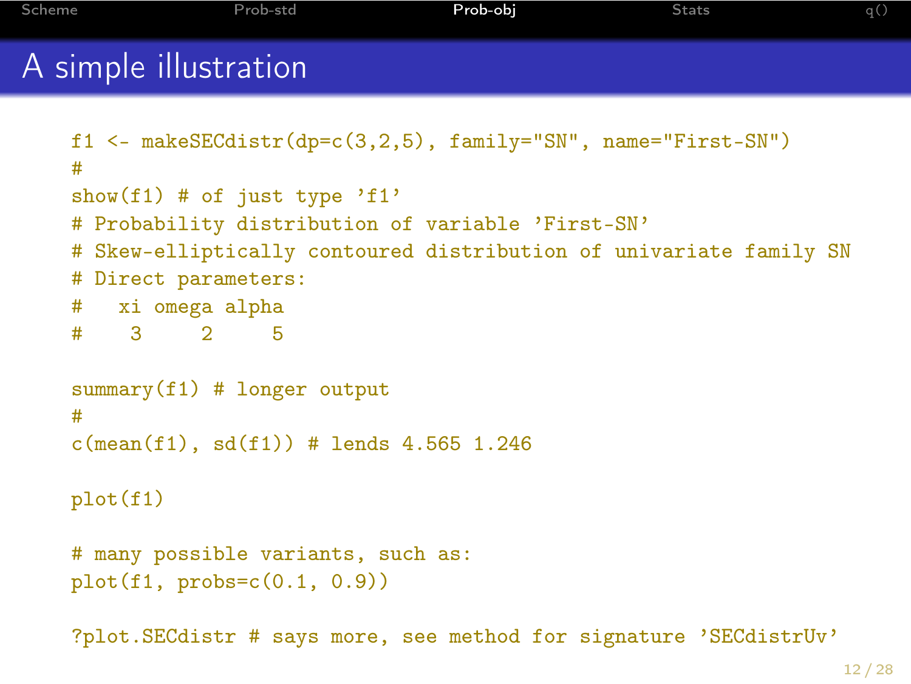# A simple illustration

```
f1 <- makeSECdistr(dp=c(3,2,5), family="SN", name="First-SN")
#
show(f1) # of just type 'f1'
# Probability distribution of variable 'First-SN'
# Skew-elliptically contoured distribution of univariate family SN
# Direct parameters:
#   xi omega alpha
#    3     2     5

summary(f1) # longer output
#
c(mean(f1), sd(f1)) # lends 4.565 1.246

plot(f1)

# many possible variants, such as:
plot(f1, probs=c(0.1, 0.9))

?plot.SECdistr # says more, see method for signature 'SECdistrUv'
```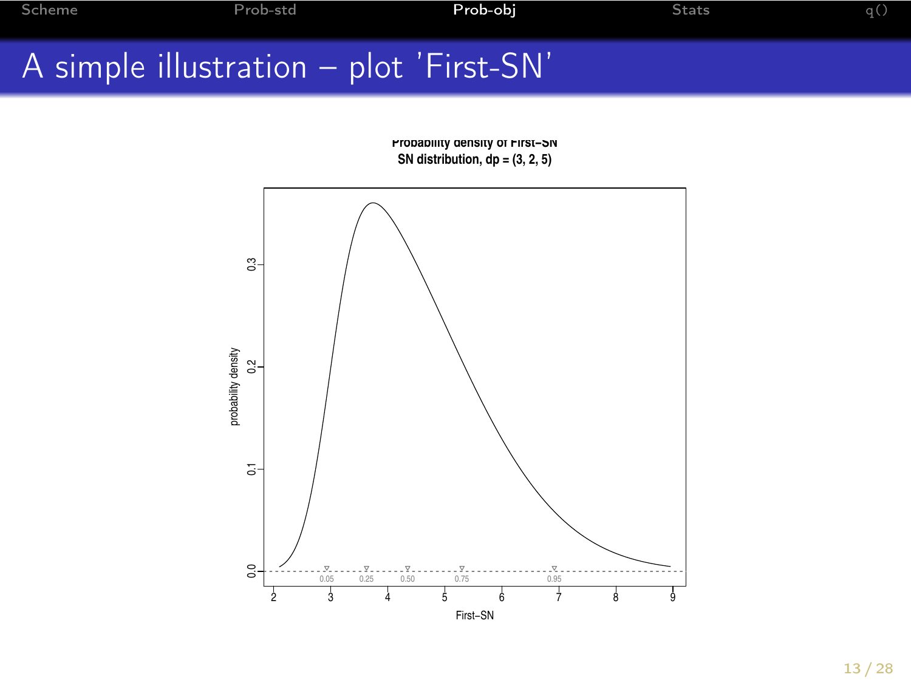# A simple illustration – plot 'First-SN'

Probability density of First–SN
SN distribution, dp = (3, 2, 5)

probability density

First–SN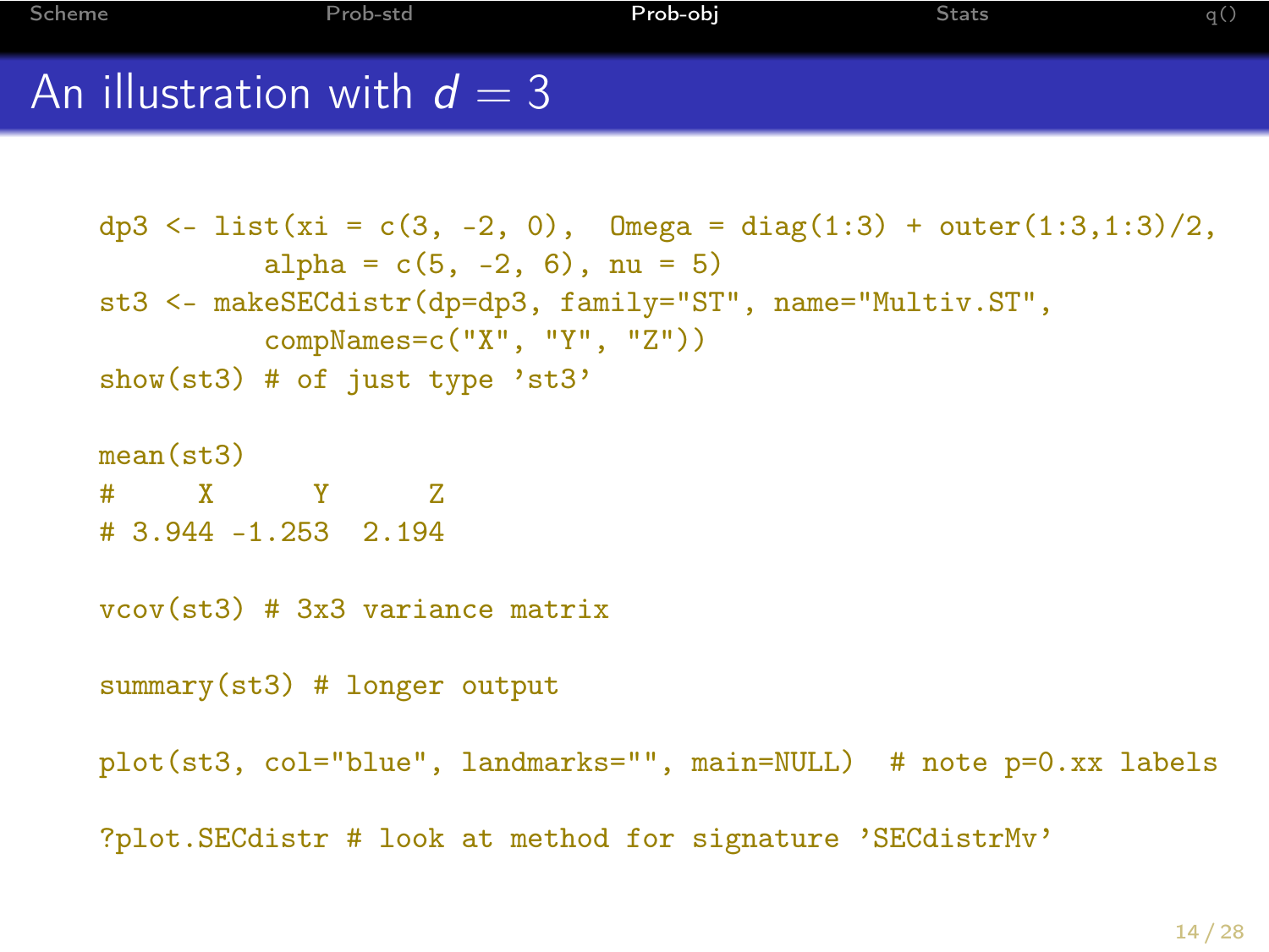# An illustration with $d = 3$

```
dp3 <- list(xi = c(3, -2, 0),  Omega = diag(1:3) + outer(1:3,1:3)/2,
            alpha = c(5, -2, 6), nu = 5)
st3 <- makeSECdistr(dp=dp3, family="ST", name="Multiv.ST",
            compNames=c("X", "Y", "Z"))
show(st3) # of just type 'st3'

mean(st3)
#     X      Y      Z
# 3.944 -1.253  2.194

vcov(st3) # 3x3 variance matrix

summary(st3) # longer output

plot(st3, col="blue", landmarks="", main=NULL)  # note p=0.xx labels

?plot.SECdistr # look at method for signature 'SECdistrMv'
```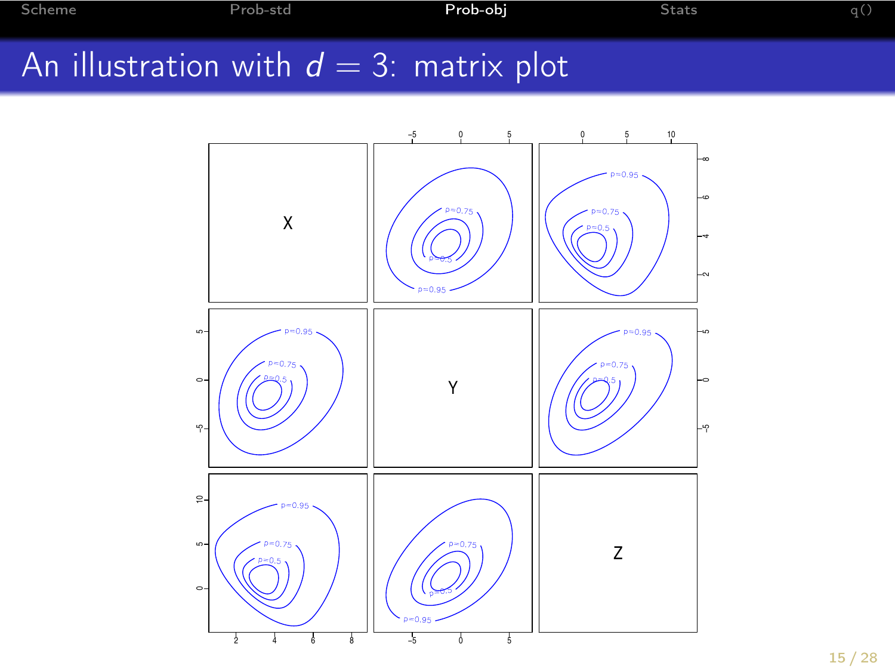# An illustration with $d = 3$: matrix plot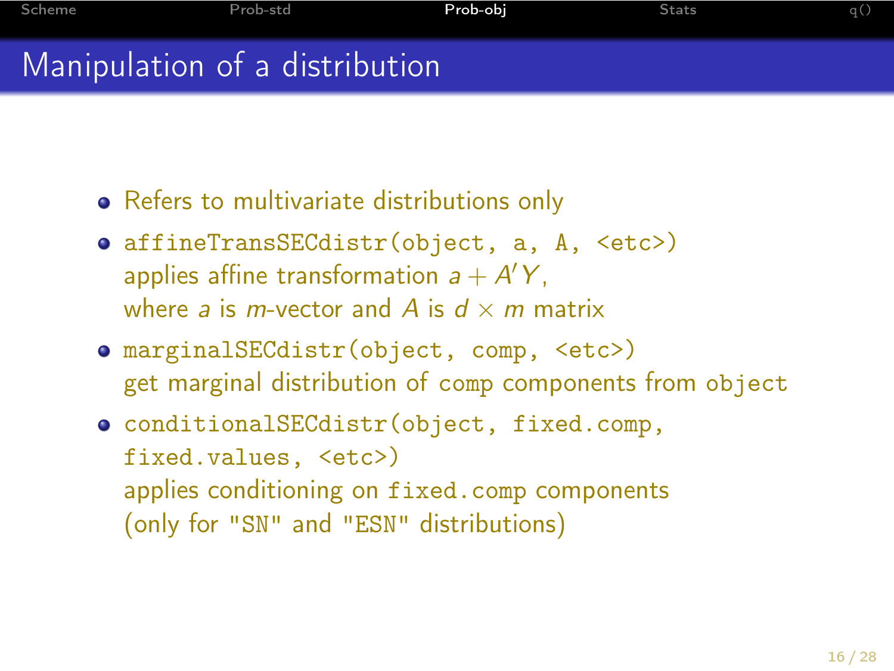# Manipulation of a distribution

- Refers to multivariate distributions only
- `affineTransSECdistr(object, a, A, <etc>)` applies affine transformation $a + A'Y$, where $a$ is $m$-vector and $A$ is $d \times m$ matrix
- `marginalSECdistr(object, comp, <etc>)` get marginal distribution of `comp` components from `object`
- `conditionalSECdistr(object, fixed.comp, fixed.values, <etc>)` applies conditioning on `fixed.comp` components (only for `"SN"` and `"ESN"` distributions)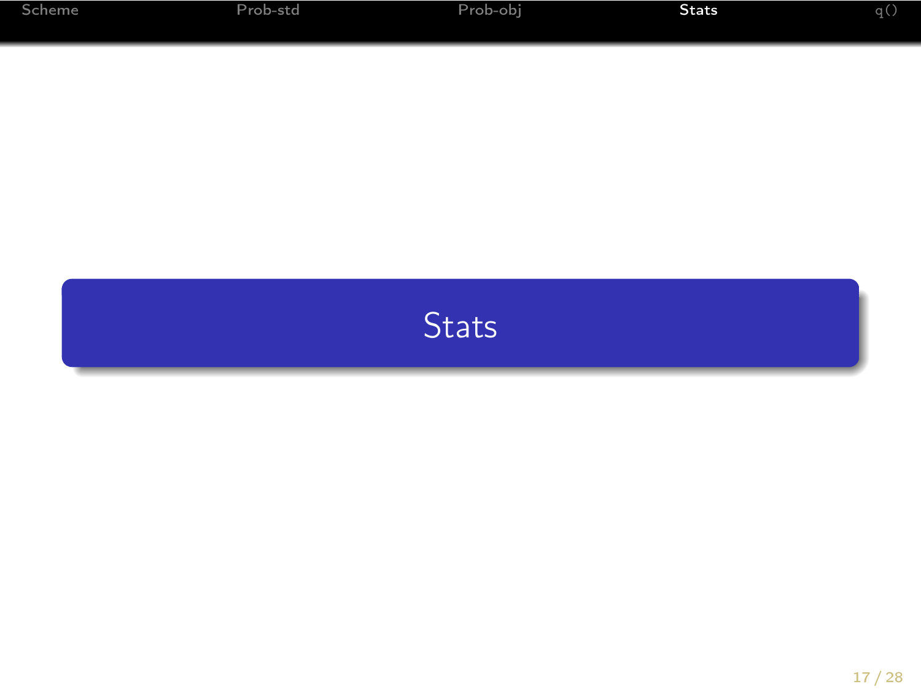# Stats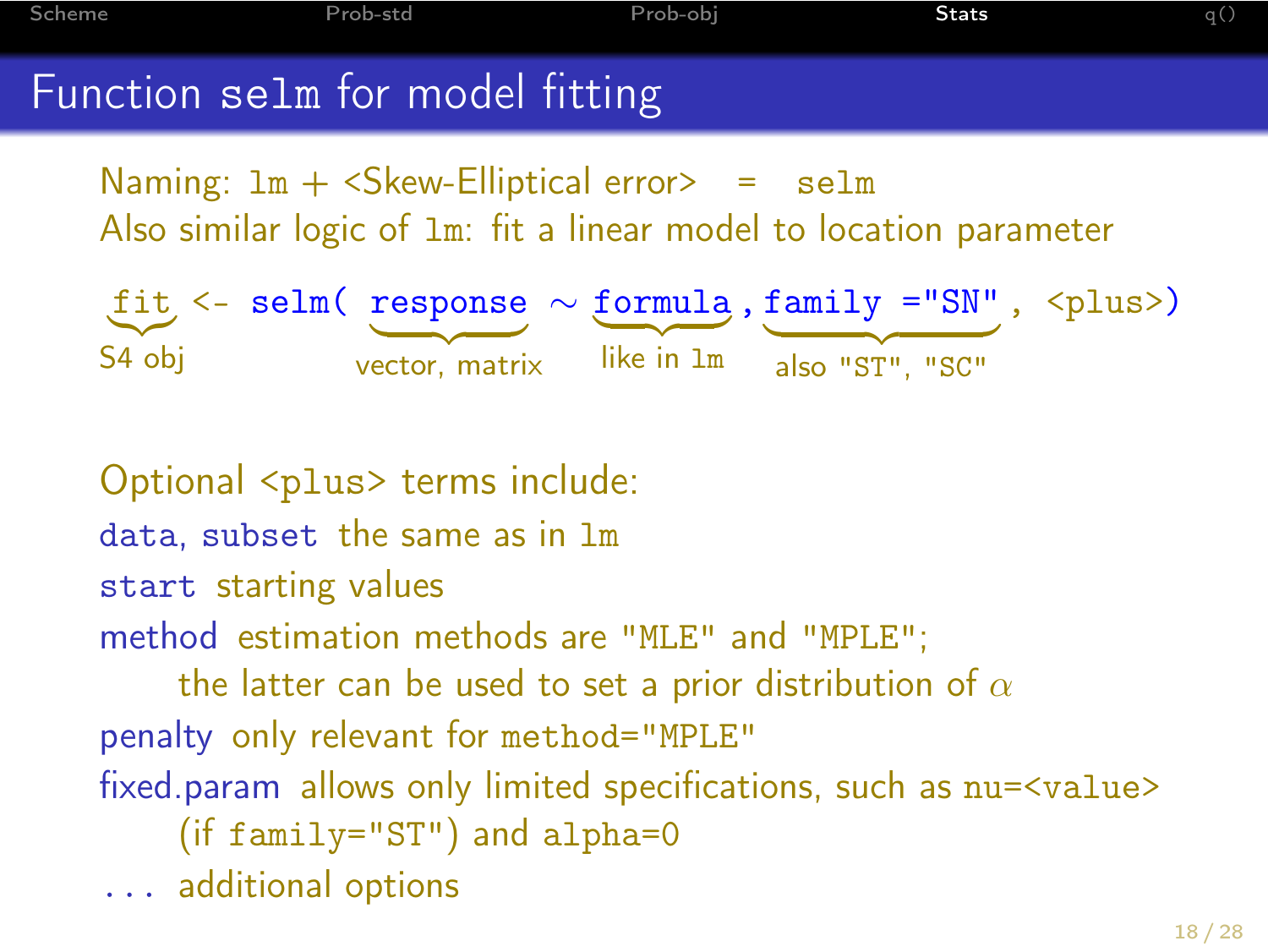# Function `selm` for model fitting

Naming: `lm` + <Skew-Elliptical error> = `selm`
Also similar logic of `lm`: fit a linear model to location parameter

```
fit <- selm( response ~ formula , family ="SN" , <plus>)
```

- `fit`: S4 obj
- `response`: vector, matrix
- `formula`: like in `lm`
- `family ="SN"`: also `"ST"`, `"SC"`

Optional `<plus>` terms include:

`data`, `subset` the same as in `lm`

`start` starting values

method estimation methods are `"MLE"` and `"MPLE"`;
the latter can be used to set a prior distribution of $\alpha$

penalty only relevant for `method="MPLE"`

fixed.param allows only limited specifications, such as `nu=<value>` (if `family="ST"`) and `alpha=0`

`...` additional options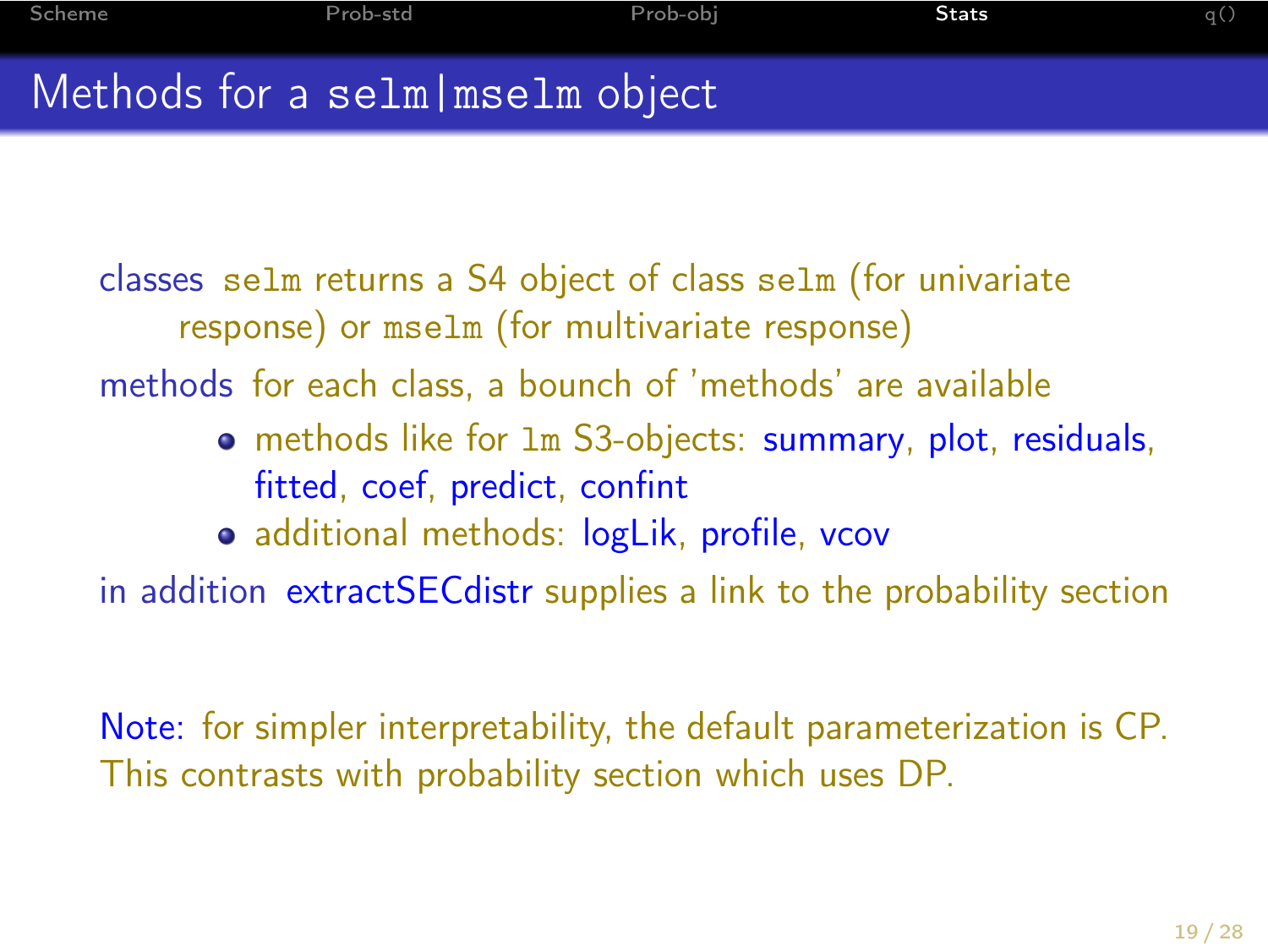# Methods for a `selm|mselm` object

**classes** `selm` returns a S4 object of class `selm` (for univariate response) or `mselm` (for multivariate response)

**methods** for each class, a bounch of 'methods' are available

- methods like for `lm` S3-objects: summary, plot, residuals, fitted, coef, predict, confint
- additional methods: logLik, profile, vcov

**in addition** extractSECdistr supplies a link to the probability section

Note: for simpler interpretability, the default parameterization is CP. This contrasts with probability section which uses DP.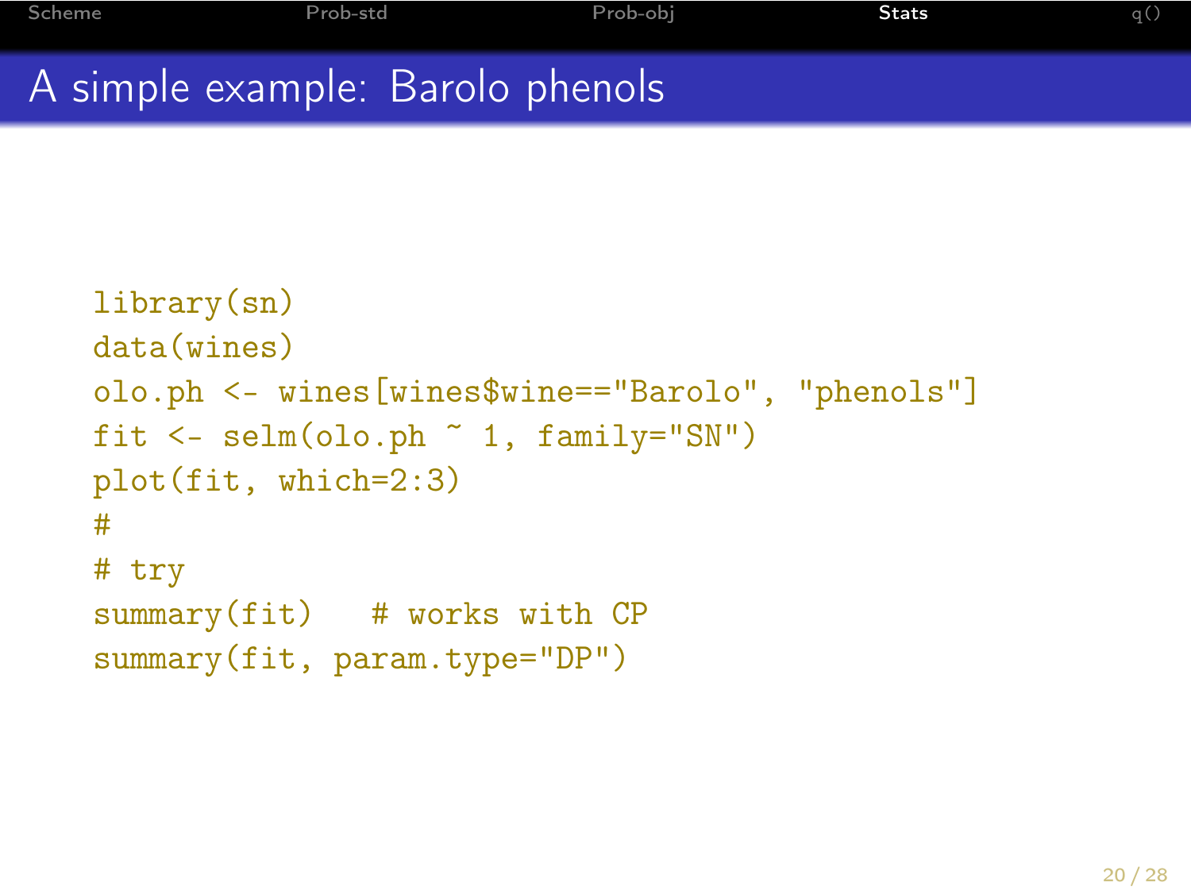# A simple example: Barolo phenols

```
library(sn)
data(wines)
olo.ph <- wines[wines$wine=="Barolo", "phenols"]
fit <- selm(olo.ph ~ 1, family="SN")
plot(fit, which=2:3)
#
# try
summary(fit)   # works with CP
summary(fit, param.type="DP")
```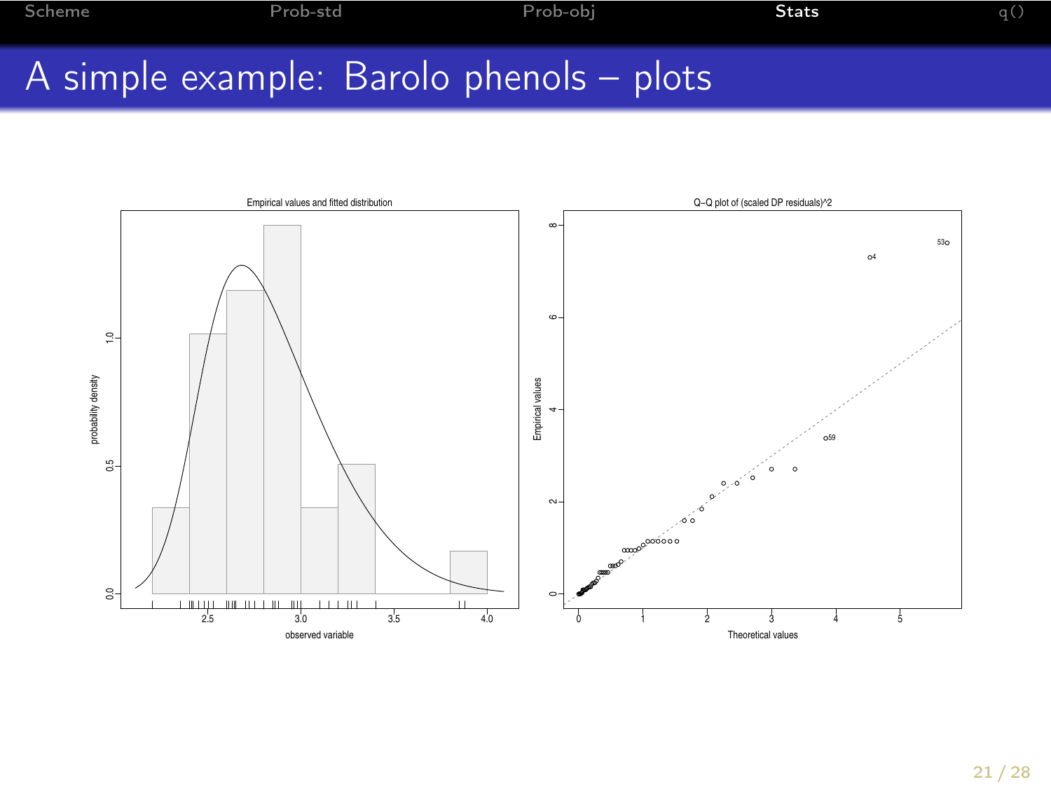# A simple example: Barolo phenols – plots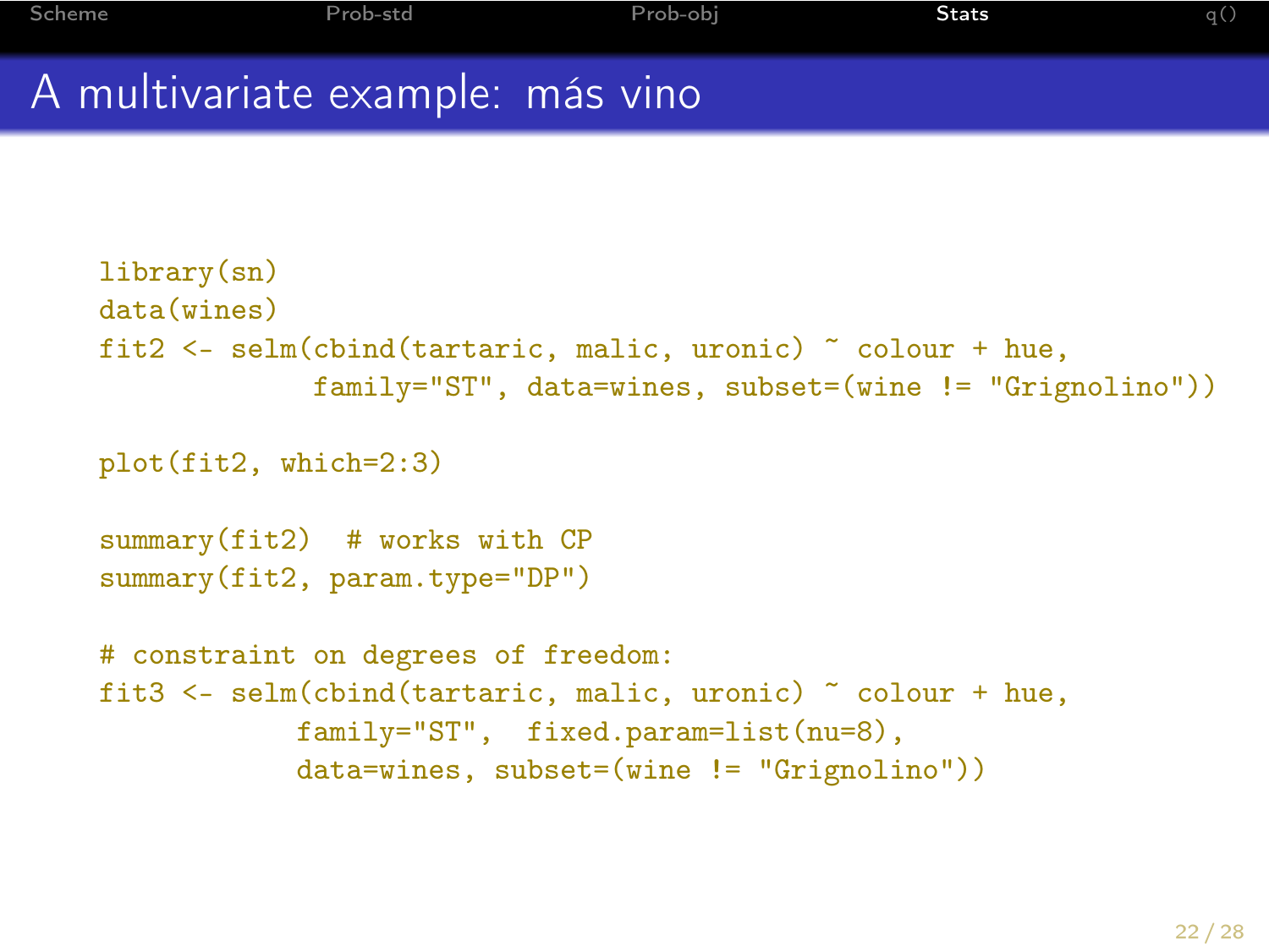## A multivariate example: más vino

```
library(sn)
data(wines)
fit2 <- selm(cbind(tartaric, malic, uronic) ~ colour + hue,
             family="ST", data=wines, subset=(wine != "Grignolino"))

plot(fit2, which=2:3)

summary(fit2)  # works with CP
summary(fit2, param.type="DP")

# constraint on degrees of freedom:
fit3 <- selm(cbind(tartaric, malic, uronic) ~ colour + hue,
            family="ST",  fixed.param=list(nu=8),
            data=wines, subset=(wine != "Grignolino"))
```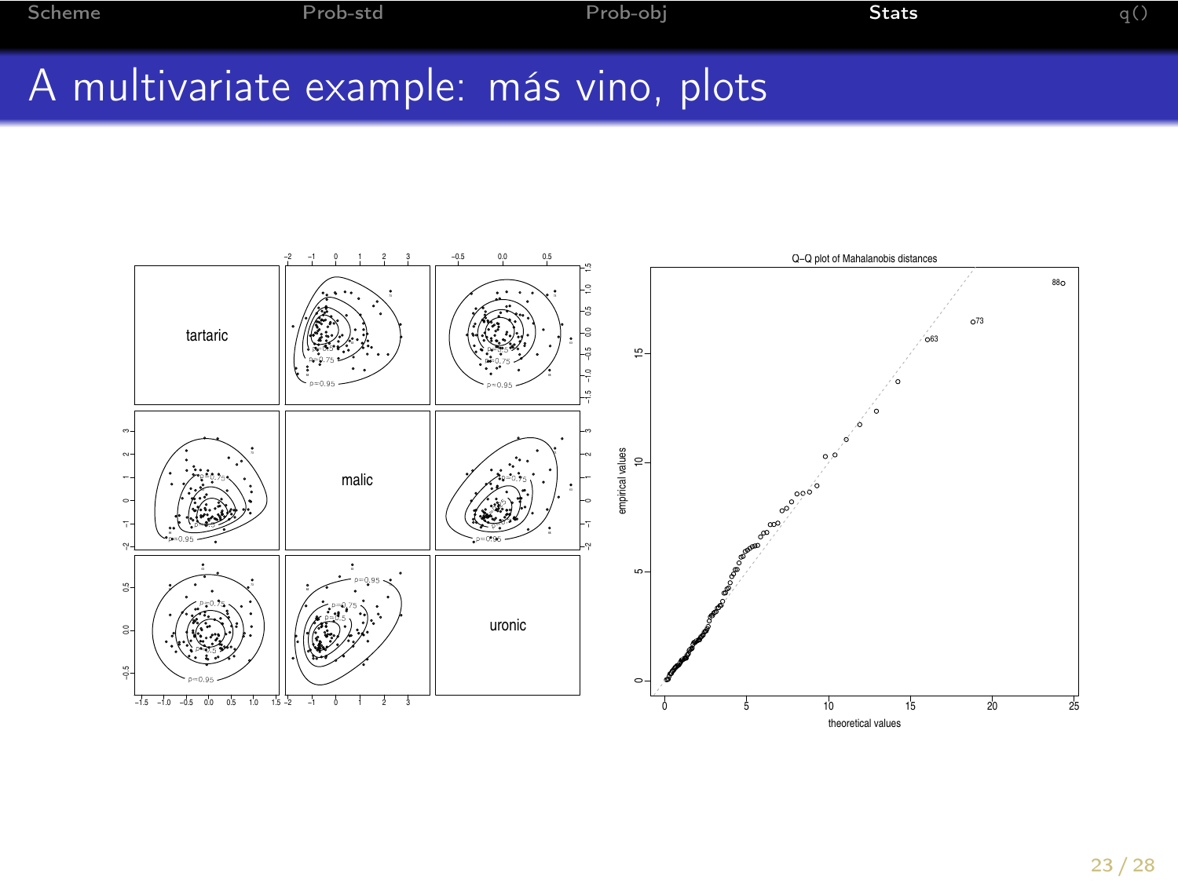# A multivariate example: más vino, plots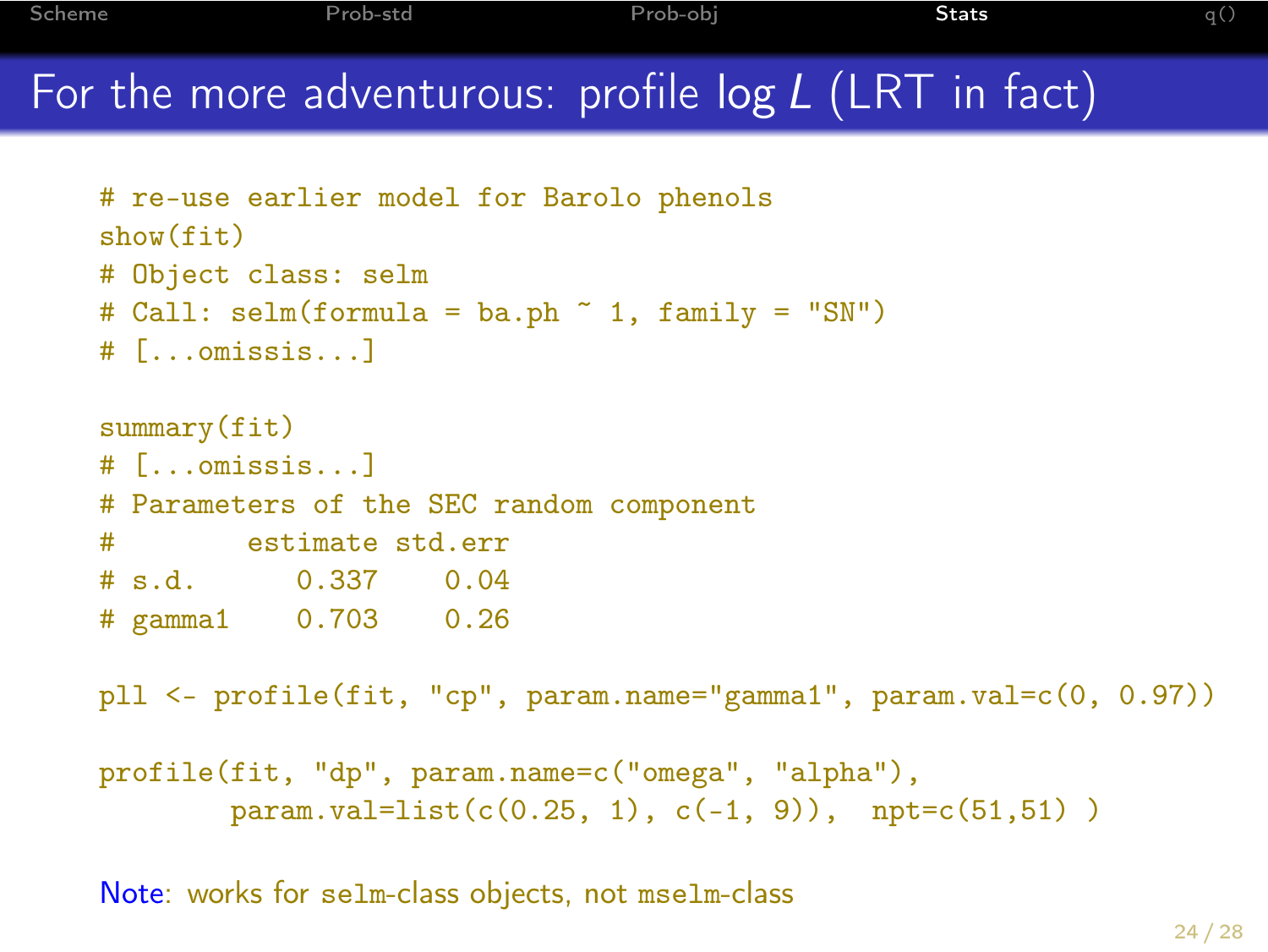# For the more adventurous: profile log $L$ (LRT in fact)

```
# re-use earlier model for Barolo phenols
show(fit)
# Object class: selm
# Call: selm(formula = ba.ph ~ 1, family = "SN")
# [...omissis...]

summary(fit)
# [...omissis...]
# Parameters of the SEC random component
#          estimate std.err
# s.d.       0.337    0.04
# gamma1     0.703    0.26

pll <- profile(fit, "cp", param.name="gamma1", param.val=c(0, 0.97))

profile(fit, "dp", param.name=c("omega", "alpha"),
        param.val=list(c(0.25, 1), c(-1, 9)),  npt=c(51,51) )
```

Note: works for `selm`-class objects, not `mselm`-class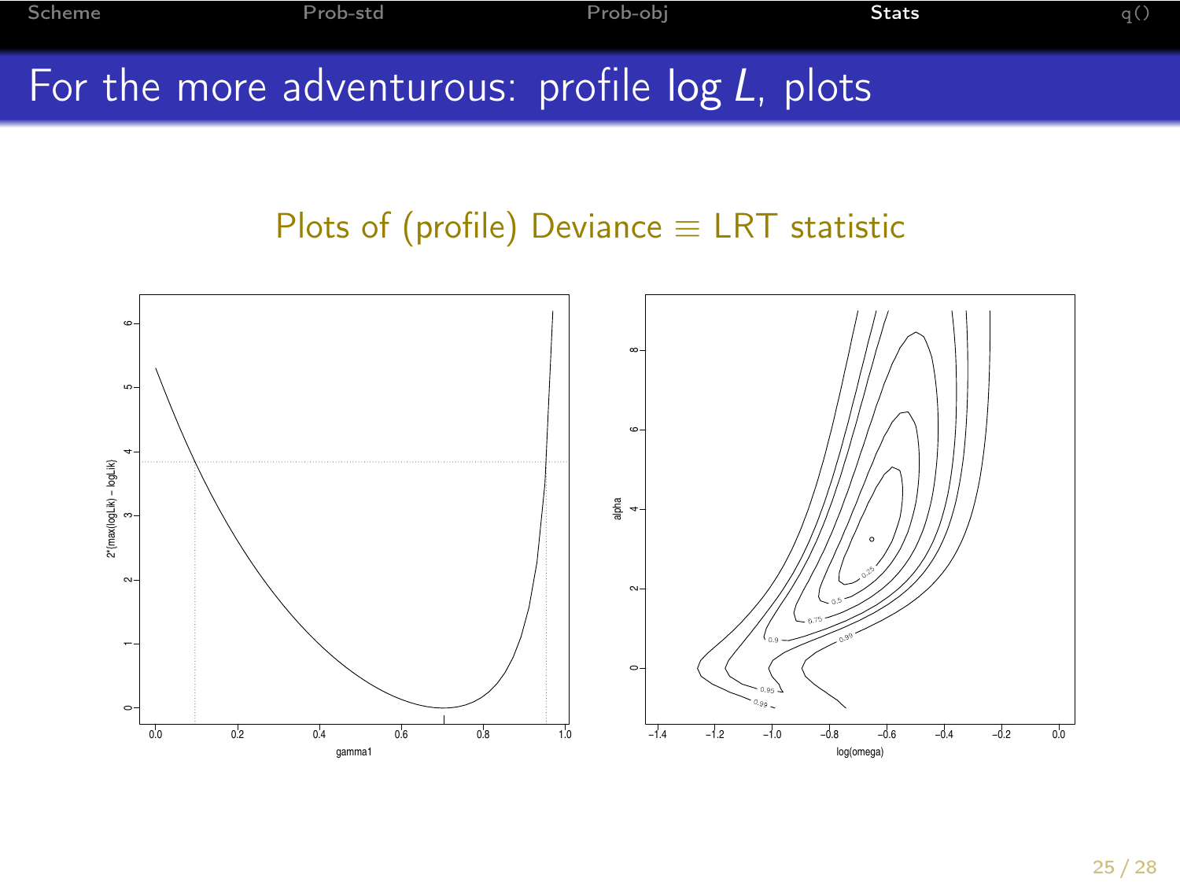# For the more adventurous: profile log $L$, plots

Plots of (profile) Deviance $\equiv$ LRT statistic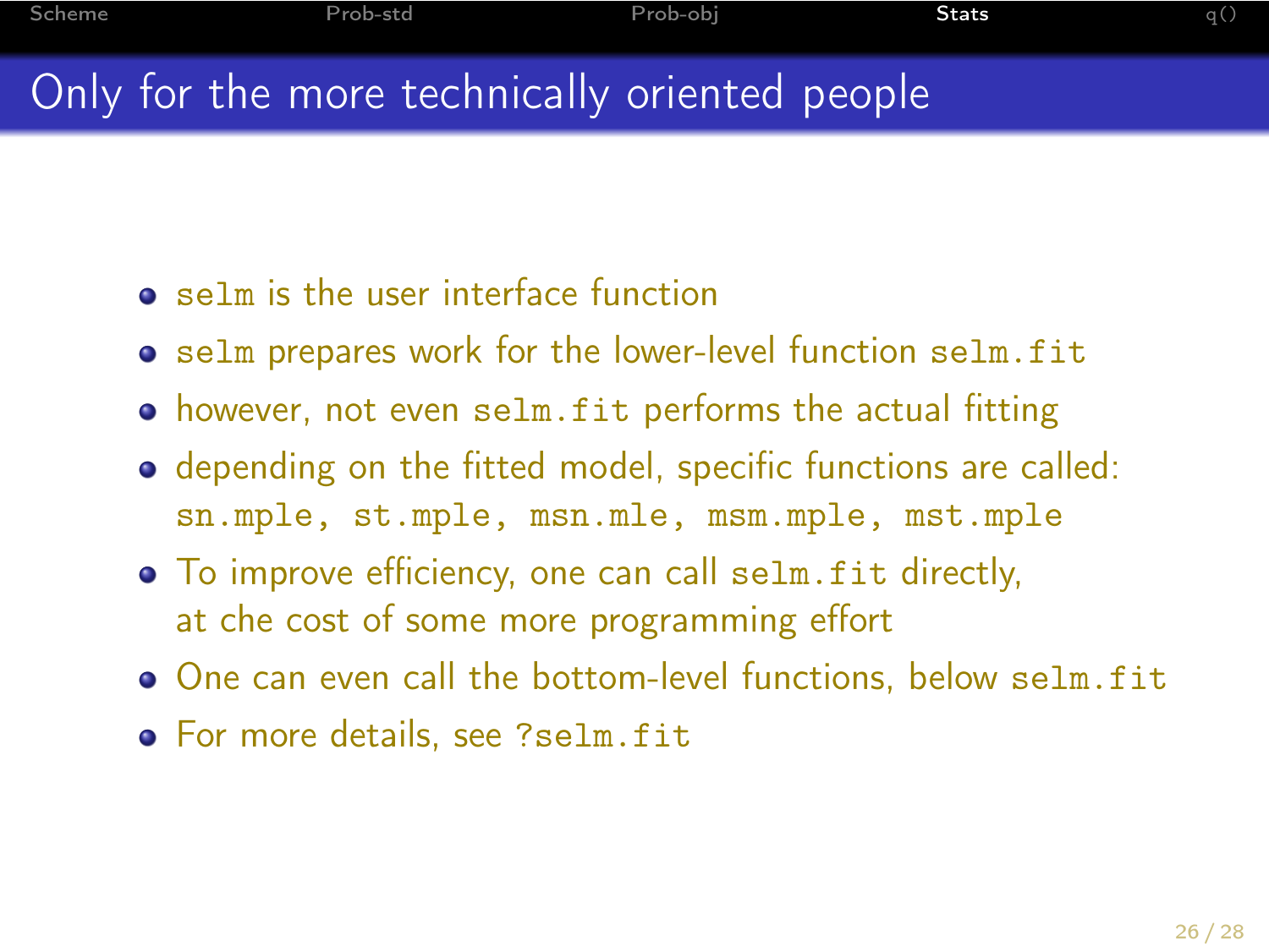# Only for the more technically oriented people

- `selm` is the user interface function
- `selm` prepares work for the lower-level function `selm.fit`
- however, not even `selm.fit` performs the actual fitting
- depending on the fitted model, specific functions are called: `sn.mple`, `st.mple`, `msn.mle`, `msm.mple`, `mst.mple`
- To improve efficiency, one can call `selm.fit` directly, at che cost of some more programming effort
- One can even call the bottom-level functions, below `selm.fit`
- For more details, see `?selm.fit`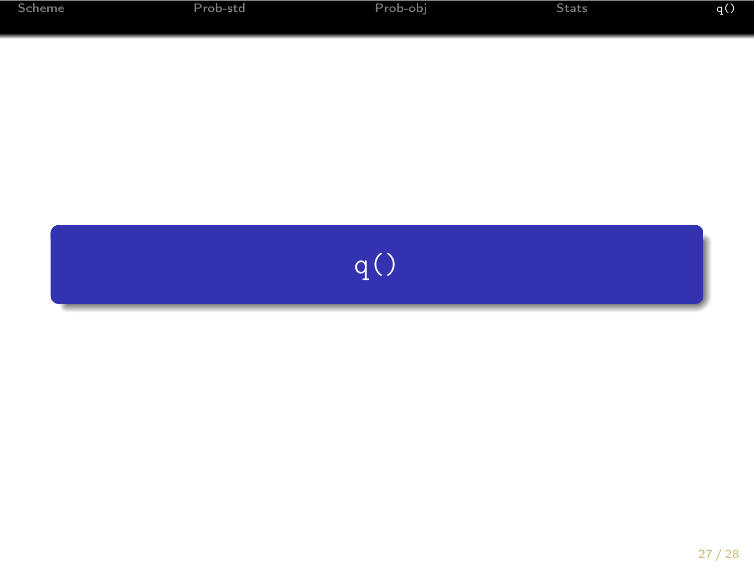# q()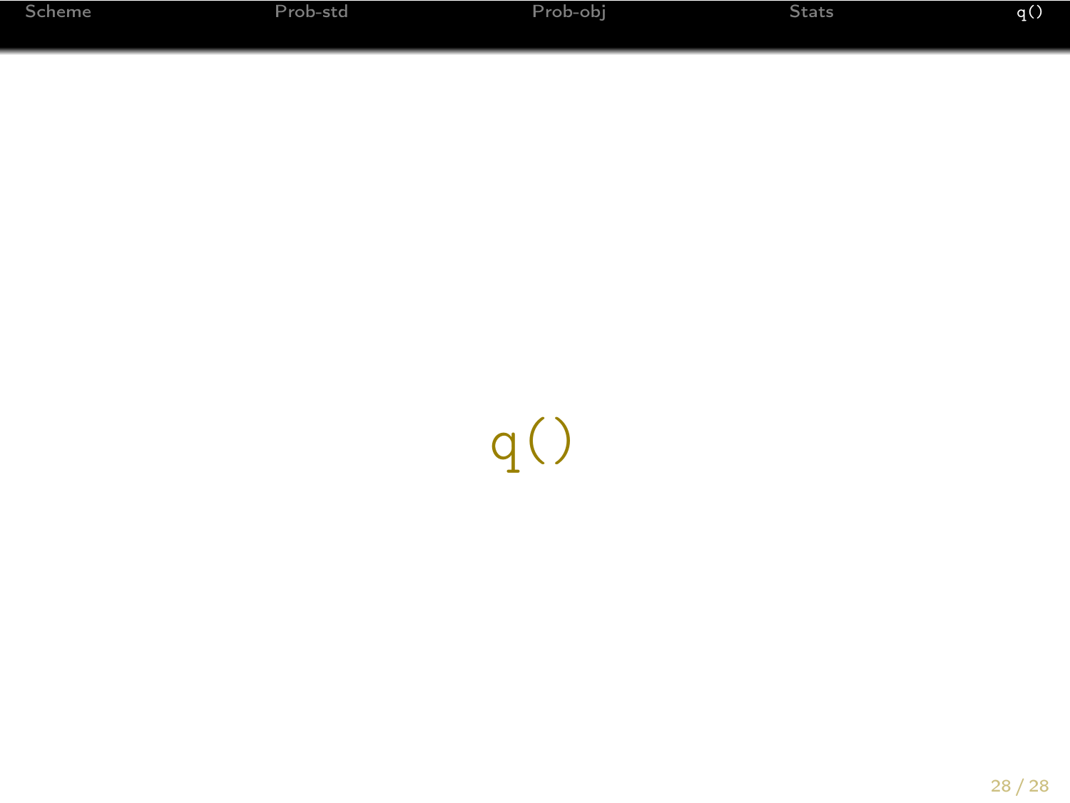`q()`